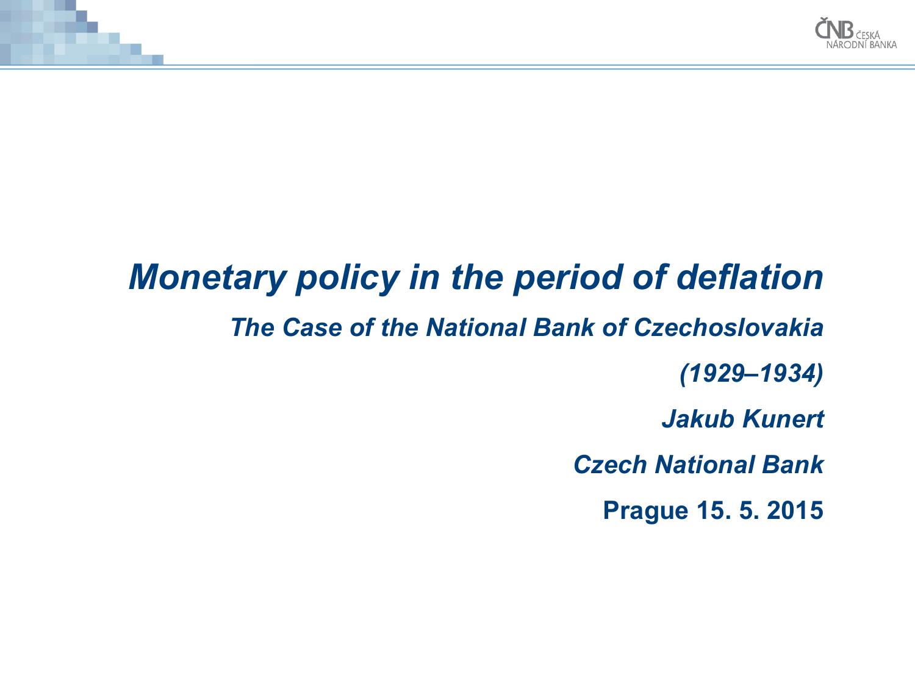# *Monetary policy in the period of deflation*

## *The Case of the National Bank of Czechoslovakia (1929–1934)*

***Jakub Kunert***

***Czech National Bank***

**Prague 15. 5. 2015**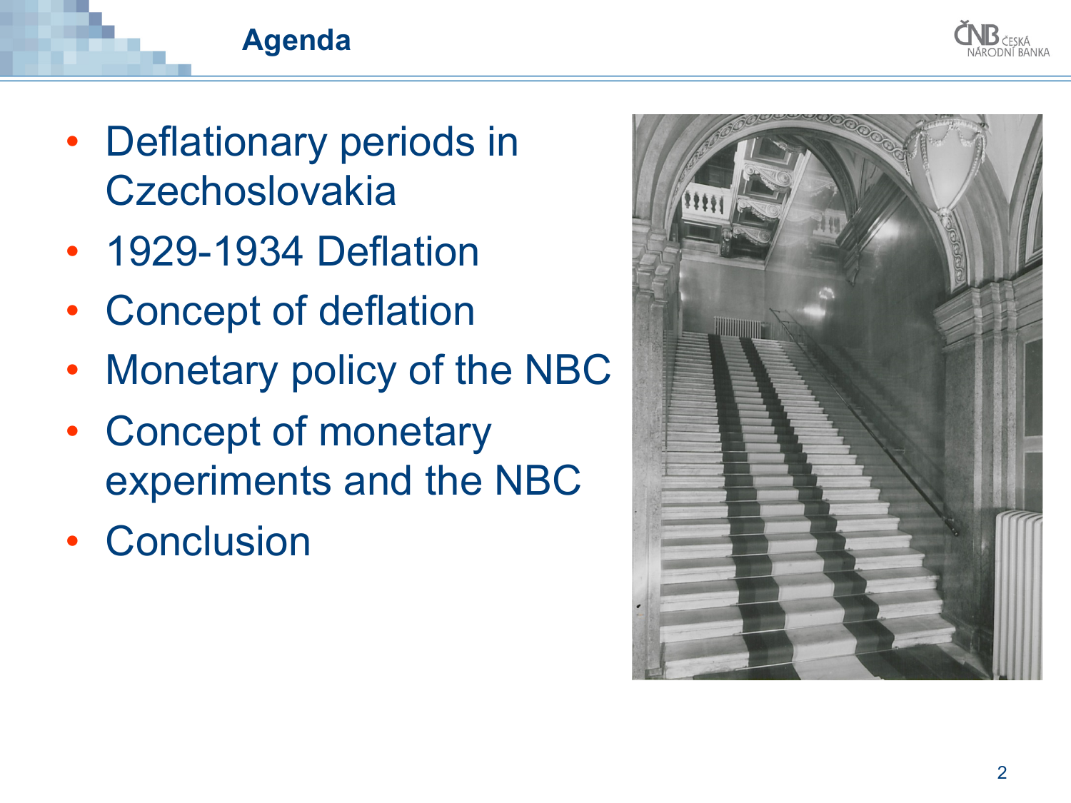# Agenda

- Deflationary periods in Czechoslovakia
- 1929-1934 Deflation
- Concept of deflation
- Monetary policy of the NBC
- Concept of monetary experiments and the NBC
- Conclusion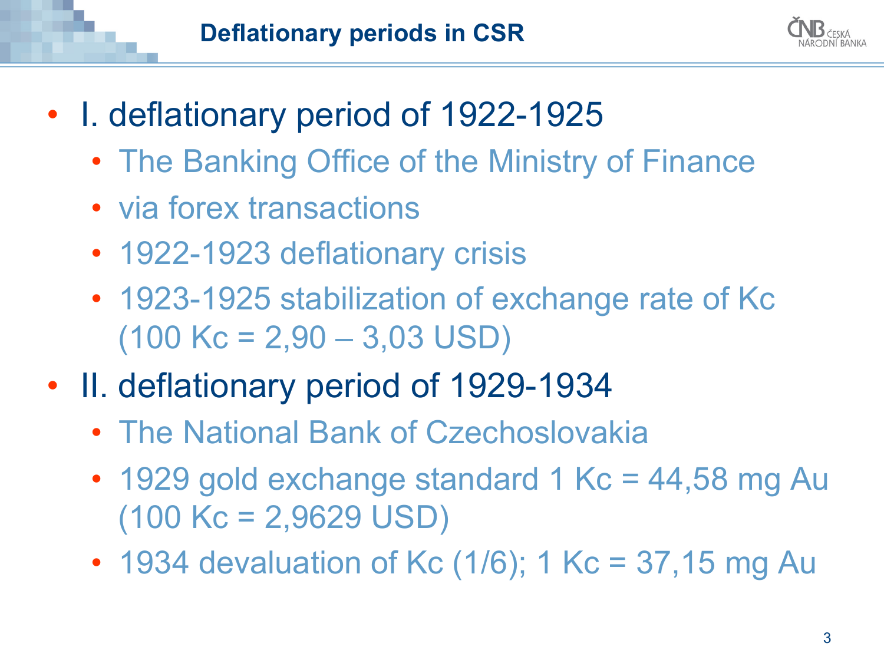# Deflationary periods in CSR

- I. deflationary period of 1922-1925
  - The Banking Office of the Ministry of Finance
  - via forex transactions
  - 1922-1923 deflationary crisis
  - 1923-1925 stabilization of exchange rate of Kc (100 Kc = 2,90 – 3,03 USD)
- II. deflationary period of 1929-1934
  - The National Bank of Czechoslovakia
  - 1929 gold exchange standard 1 Kc = 44,58 mg Au (100 Kc = 2,9629 USD)
  - 1934 devaluation of Kc (1/6); 1 Kc = 37,15 mg Au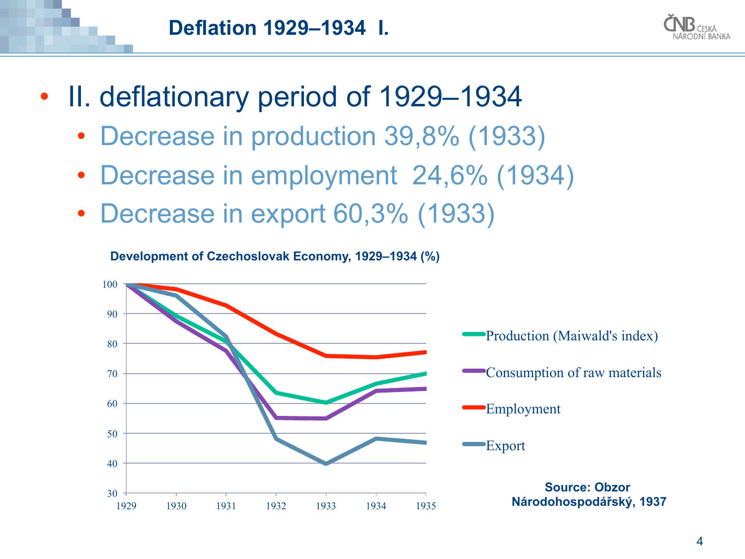# Deflation 1929–1934 I.

- II. deflationary period of 1929–1934
  - Decrease in production 39,8% (1933)
  - Decrease in employment 24,6% (1934)
  - Decrease in export 60,3% (1933)

**Development of Czechoslovak Economy, 1929–1934 (%)**

**Source: Obzor Národohospodářský, 1937**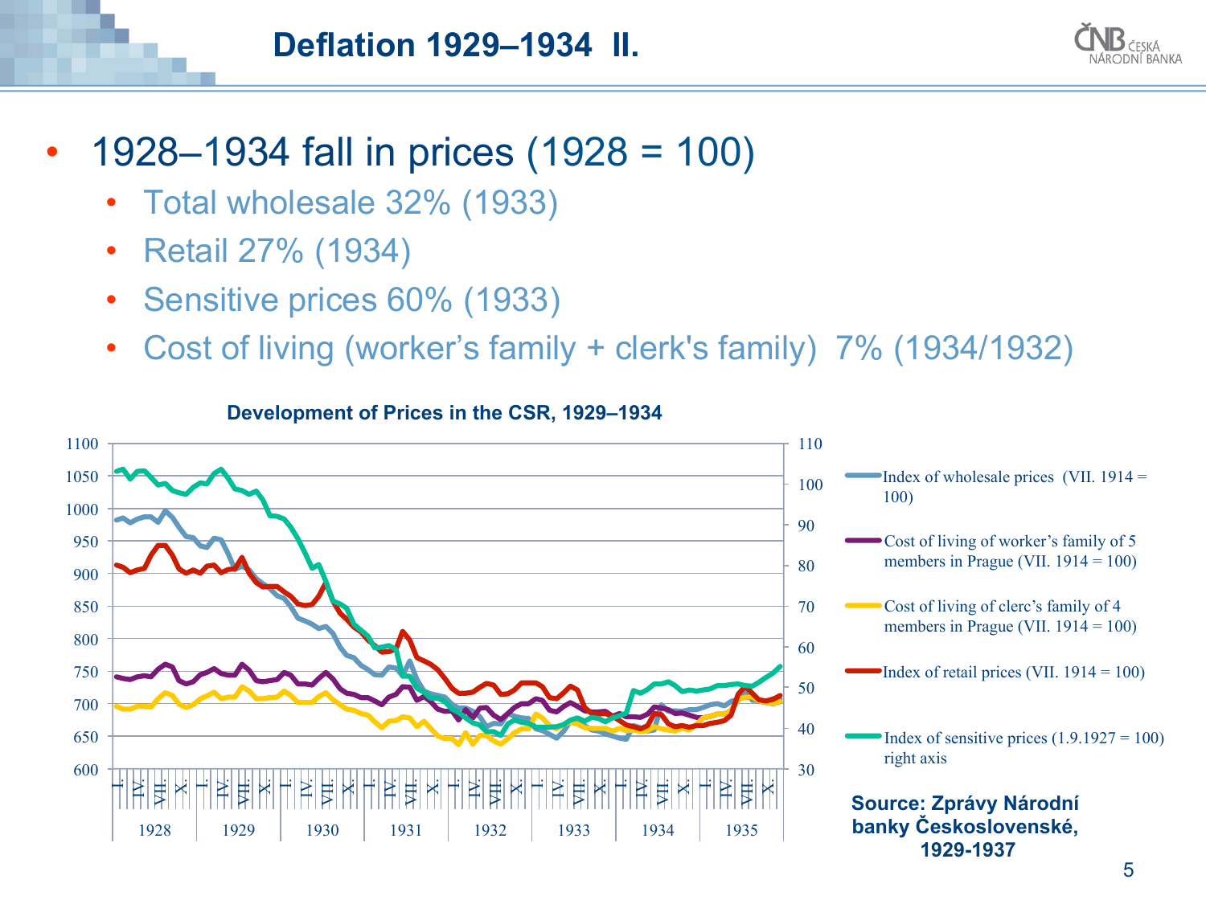# Deflation 1929–1934 II.

- 1928–1934 fall in prices (1928 = 100)
  - Total wholesale 32% (1933)
  - Retail 27% (1934)
  - Sensitive prices 60% (1933)
  - Cost of living (worker's family + clerk's family) 7% (1934/1932)

**Development of Prices in the CSR, 1929–1934**

- Index of wholesale prices (VII. 1914 = 100)
- Cost of living of worker's family of 5 members in Prague (VII. 1914 = 100)
- Cost of living of clerc's family of 4 members in Prague (VII. 1914 = 100)
- Index of retail prices (VII. 1914 = 100)
- Index of sensitive prices (1.9.1927 = 100) right axis

**Source: Zprávy Národní banky Československé, 1929-1937**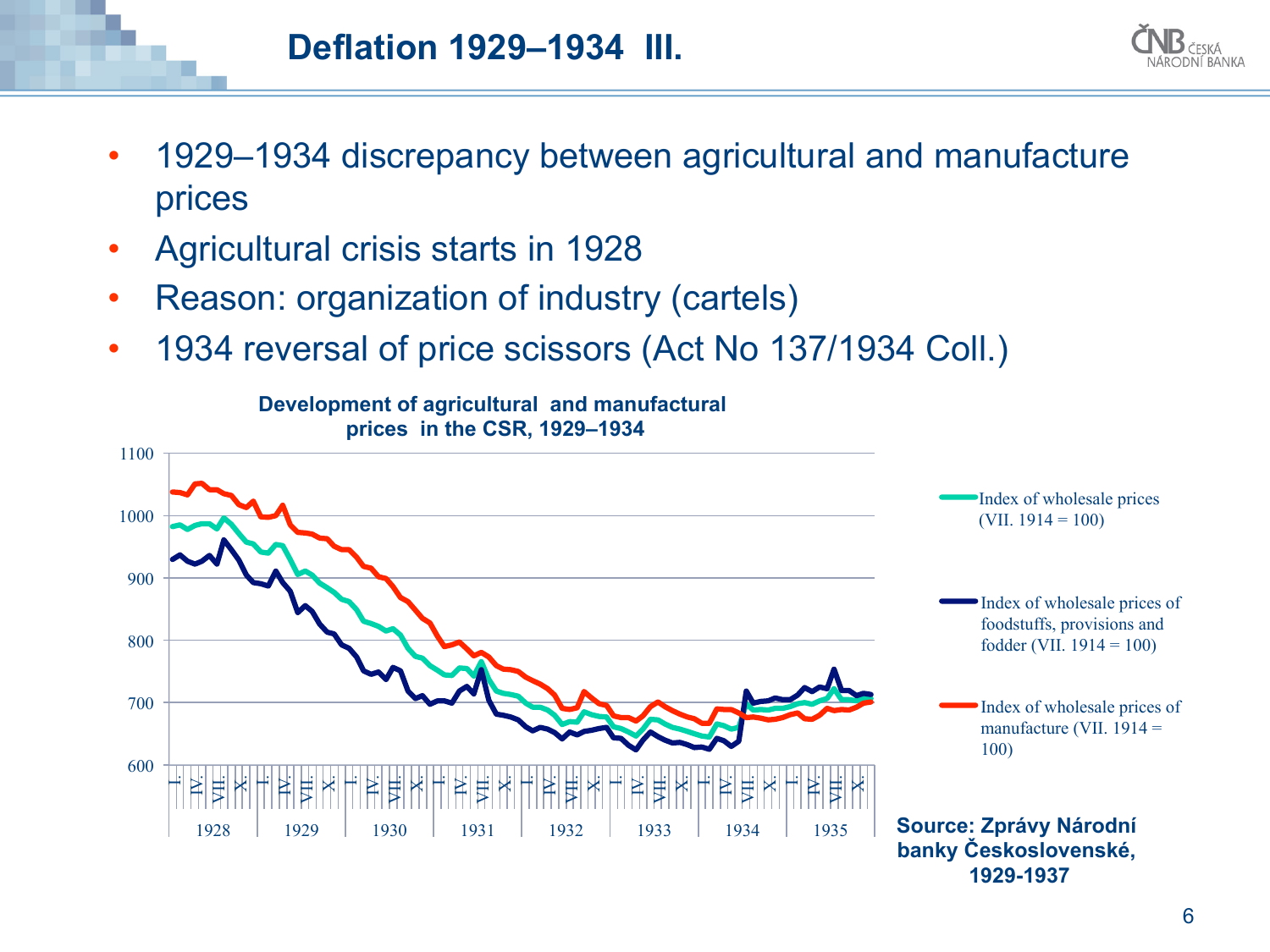# Deflation 1929–1934 III.

- 1929–1934 discrepancy between agricultural and manufacture prices
- Agricultural crisis starts in 1928
- Reason: organization of industry (cartels)
- 1934 reversal of price scissors (Act No 137/1934 Coll.)

**Development of agricultural and manufactural prices in the CSR, 1929–1934**

Legend:
- Index of wholesale prices (VII. 1914 = 100)
- Index of wholesale prices of foodstuffs, provisions and fodder (VII. 1914 = 100)
- Index of wholesale prices of manufacture (VII. 1914 = 100)

**Source: Zprávy Národní banky Československé, 1929-1937**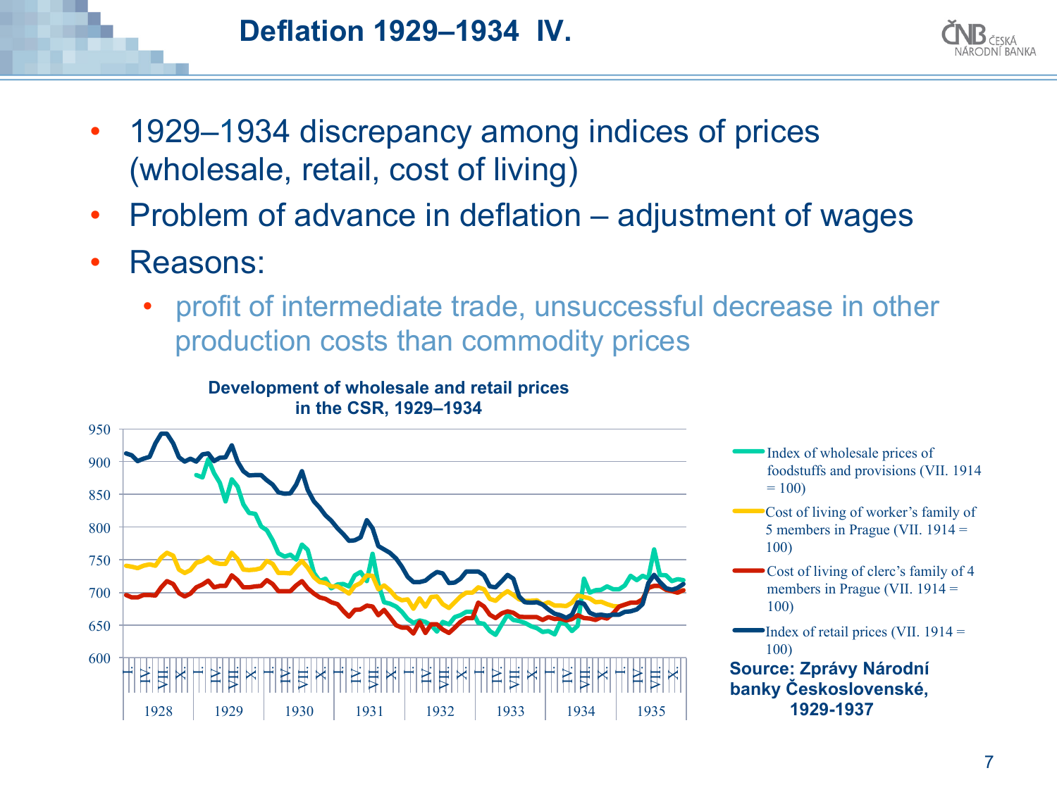# Deflation 1929–1934 IV.

- 1929–1934 discrepancy among indices of prices (wholesale, retail, cost of living)
- Problem of advance in deflation – adjustment of wages
- Reasons:
  - profit of intermediate trade, unsuccessful decrease in other production costs than commodity prices

**Development of wholesale and retail prices in the CSR, 1929–1934**

- Index of wholesale prices of foodstuffs and provisions (VII. 1914 = 100)
- Cost of living of worker's family of 5 members in Prague (VII. 1914 = 100)
- Cost of living of clerc's family of 4 members in Prague (VII. 1914 = 100)
- Index of retail prices (VII. 1914 = 100)

**Source: Zprávy Národní banky Československé, 1929-1937**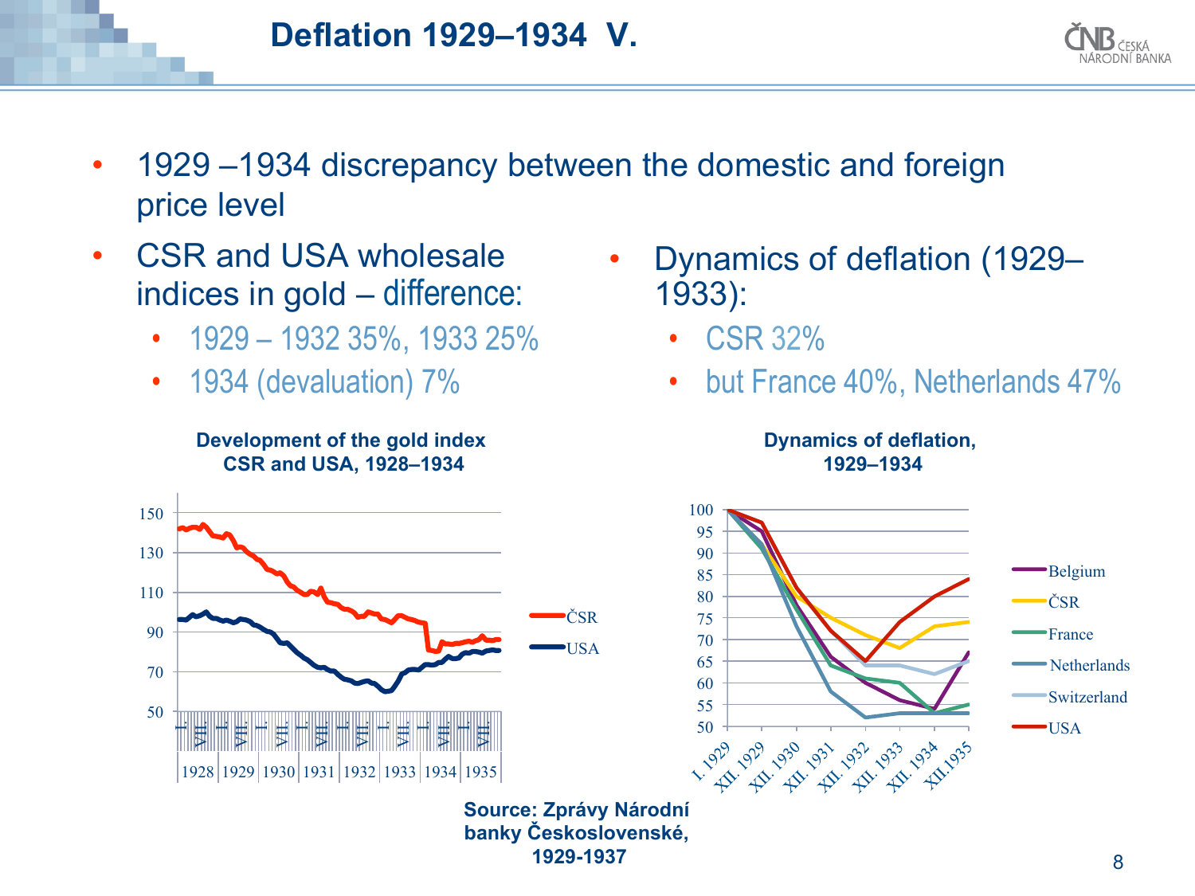# Deflation 1929–1934 V.

- 1929 –1934 discrepancy between the domestic and foreign price level
- CSR and USA wholesale indices in gold – difference:
  - 1929 – 1932 35%, 1933 25%
  - 1934 (devaluation) 7%
- Dynamics of deflation (1929–1933):
  - CSR 32%
  - but France 40%, Netherlands 47%

**Development of the gold index CSR and USA, 1928–1934**

**Dynamics of deflation, 1929–1934**

**Source: Zprávy Národní banky Československé, 1929-1937**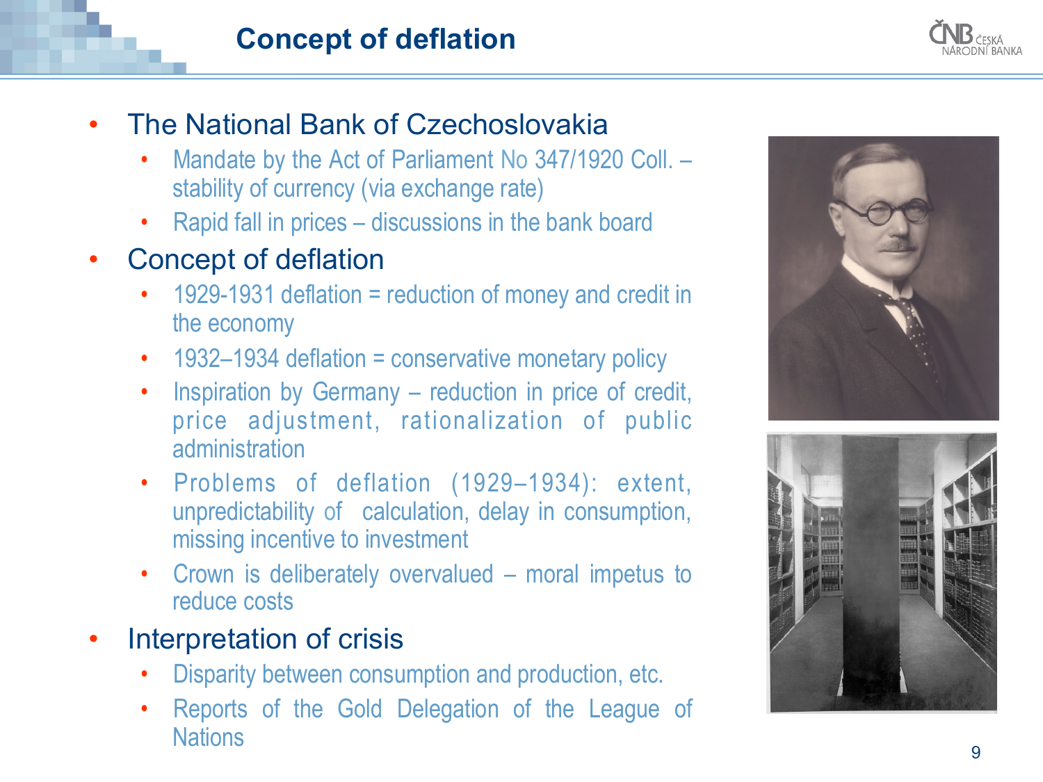# Concept of deflation

- The National Bank of Czechoslovakia
  - Mandate by the Act of Parliament No 347/1920 Coll. – stability of currency (via exchange rate)
  - Rapid fall in prices – discussions in the bank board
- Concept of deflation
  - 1929-1931 deflation = reduction of money and credit in the economy
  - 1932–1934 deflation = conservative monetary policy
  - Inspiration by Germany – reduction in price of credit, price adjustment, rationalization of public administration
  - Problems of deflation (1929–1934): extent, unpredictability of calculation, delay in consumption, missing incentive to investment
  - Crown is deliberately overvalued – moral impetus to reduce costs
- Interpretation of crisis
  - Disparity between consumption and production, etc.
  - Reports of the Gold Delegation of the League of Nations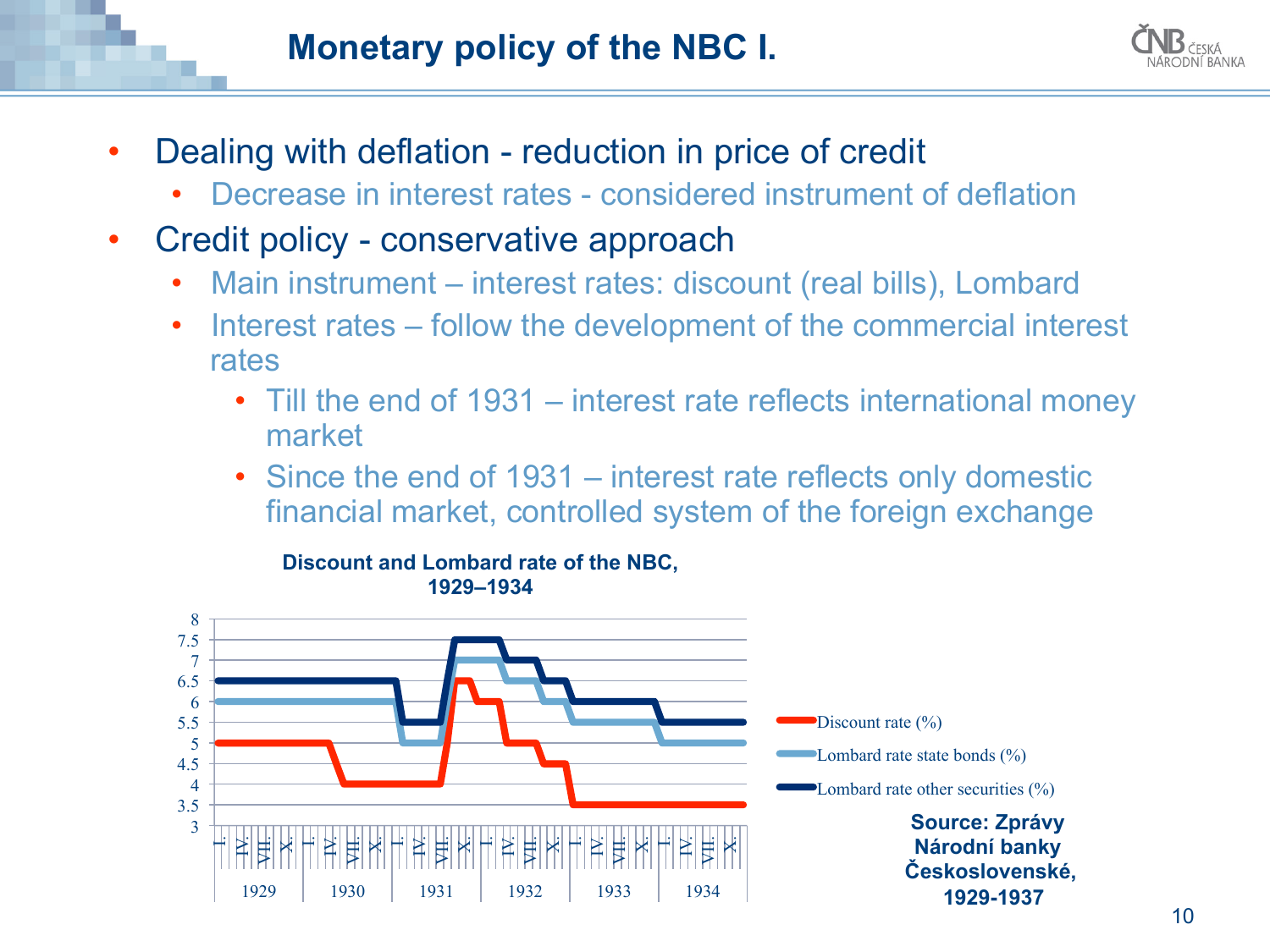# Monetary policy of the NBC I.

- Dealing with deflation - reduction in price of credit
  - Decrease in interest rates - considered instrument of deflation
- Credit policy - conservative approach
  - Main instrument – interest rates: discount (real bills), Lombard
  - Interest rates – follow the development of the commercial interest rates
    - Till the end of 1931 – interest rate reflects international money market
    - Since the end of 1931 – interest rate reflects only domestic financial market, controlled system of the foreign exchange

**Discount and Lombard rate of the NBC, 1929–1934**

Legend: Discount rate (%); Lombard rate state bonds (%); Lombard rate other securities (%)

**Source: Zprávy Národní banky Československé, 1929-1937**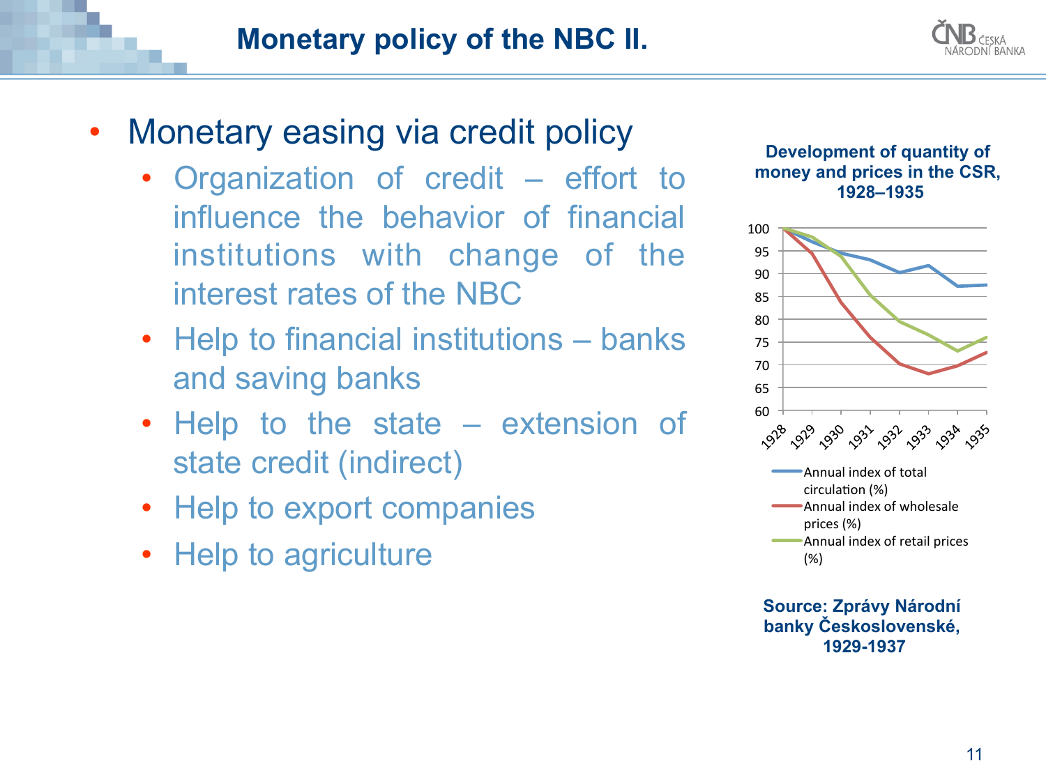# Monetary policy of the NBC II.

- Monetary easing via credit policy
  - Organization of credit – effort to influence the behavior of financial institutions with change of the interest rates of the NBC
  - Help to financial institutions – banks and saving banks
  - Help to the state – extension of state credit (indirect)
  - Help to export companies
  - Help to agriculture

**Development of quantity of money and prices in the CSR, 1928–1935**

Legend:
- Annual index of total circulation (%)
- Annual index of wholesale prices (%)
- Annual index of retail prices (%)

**Source: Zprávy Národní banky Československé, 1929-1937**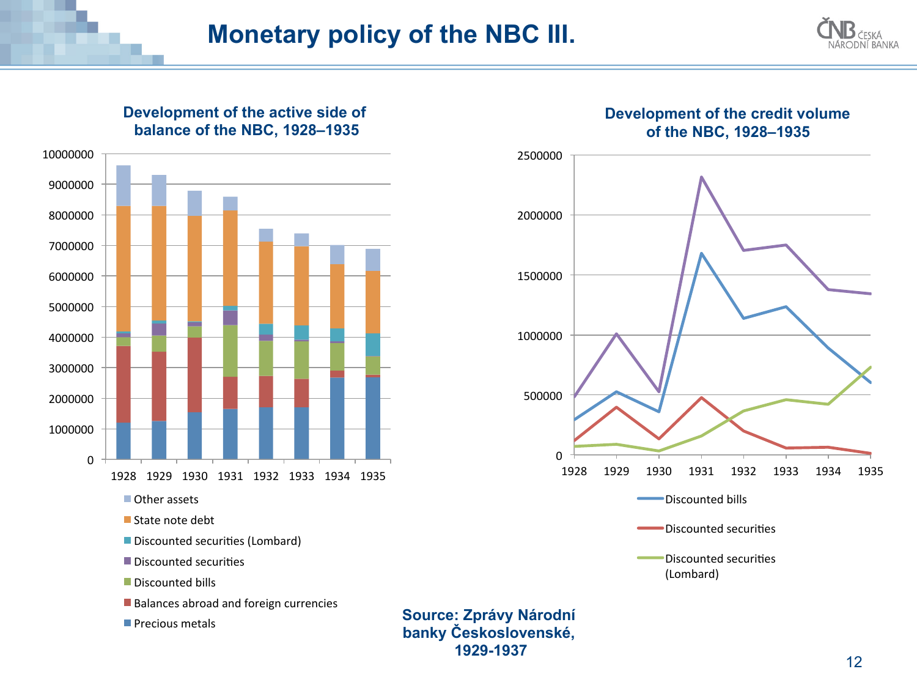# Monetary policy of the NBC III.

### Development of the active side of balance of the NBC, 1928–1935

Legend: Other assets; State note debt; Discounted securities (Lombard); Discounted securities; Discounted bills; Balances abroad and foreign currencies; Precious metals

### Development of the credit volume of the NBC, 1928–1935

Legend: Discounted bills; Discounted securities; Discounted securities (Lombard)

**Source: Zprávy Národní banky Československé, 1929-1937**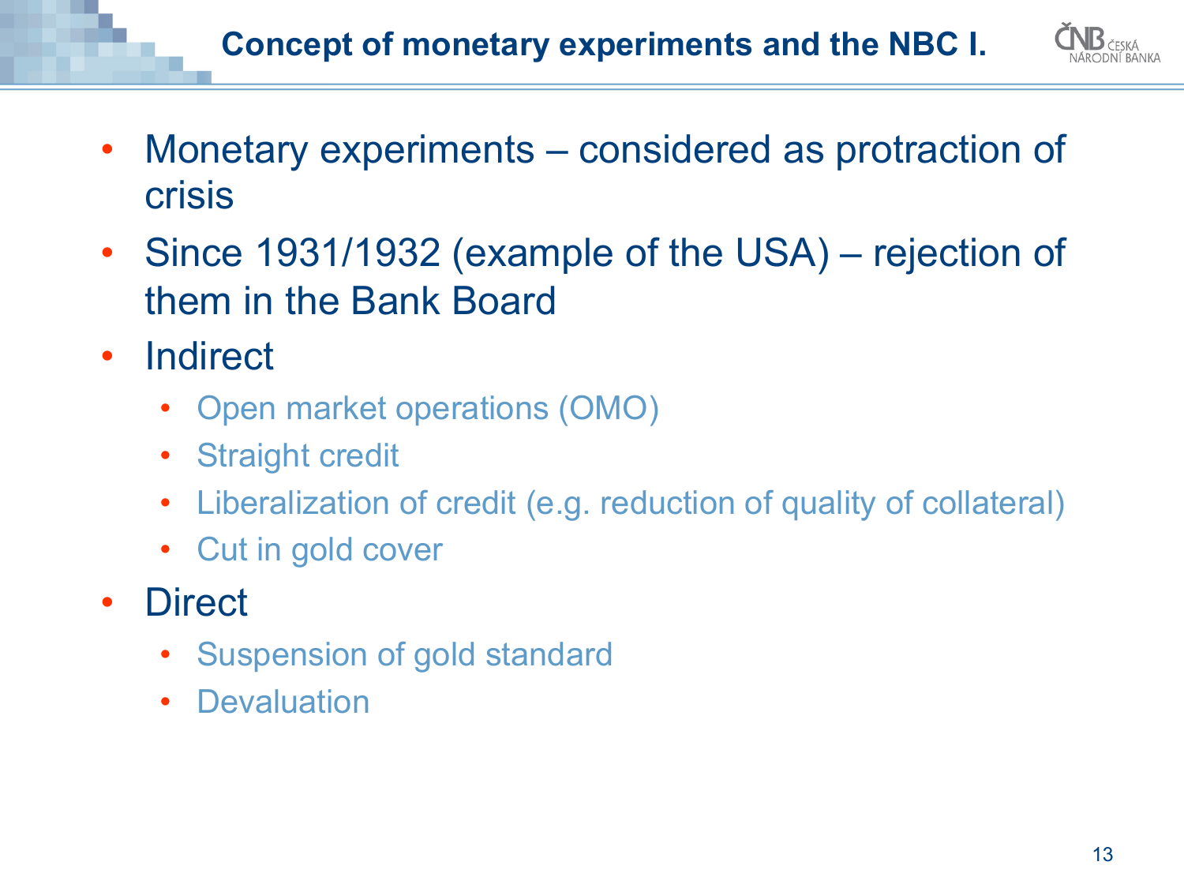# Concept of monetary experiments and the NBC I.

- Monetary experiments – considered as protraction of crisis
- Since 1931/1932 (example of the USA) – rejection of them in the Bank Board
- Indirect
  - Open market operations (OMO)
  - Straight credit
  - Liberalization of credit (e.g. reduction of quality of collateral)
  - Cut in gold cover
- Direct
  - Suspension of gold standard
  - Devaluation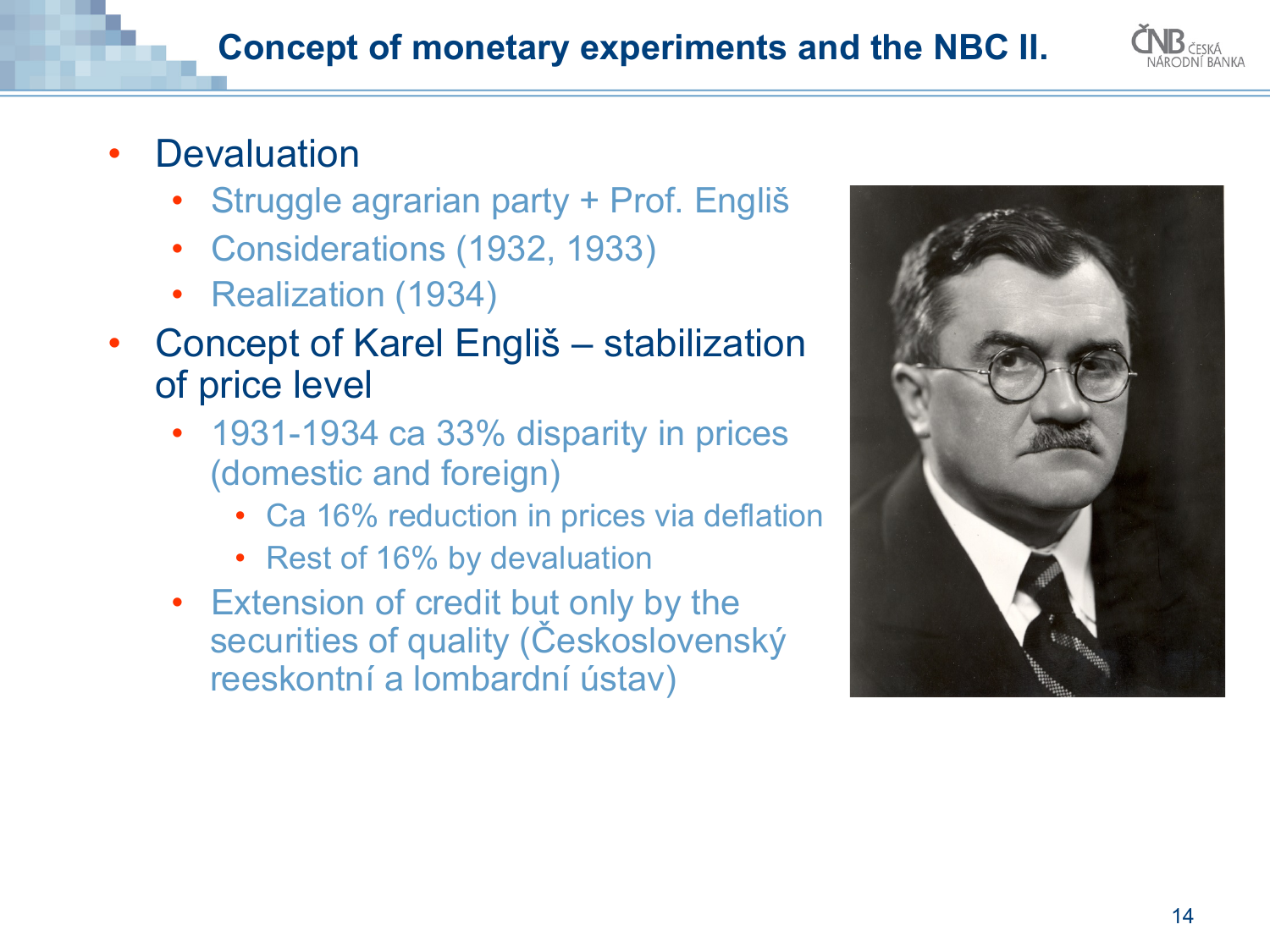# Concept of monetary experiments and the NBC II.

- Devaluation
  - Struggle agrarian party + Prof. Engliš
  - Considerations (1932, 1933)
  - Realization (1934)
- Concept of Karel Engliš – stabilization of price level
  - 1931-1934 ca 33% disparity in prices (domestic and foreign)
    - Ca 16% reduction in prices via deflation
    - Rest of 16% by devaluation
  - Extension of credit but only by the securities of quality (Československý reeskontní a lombardní ústav)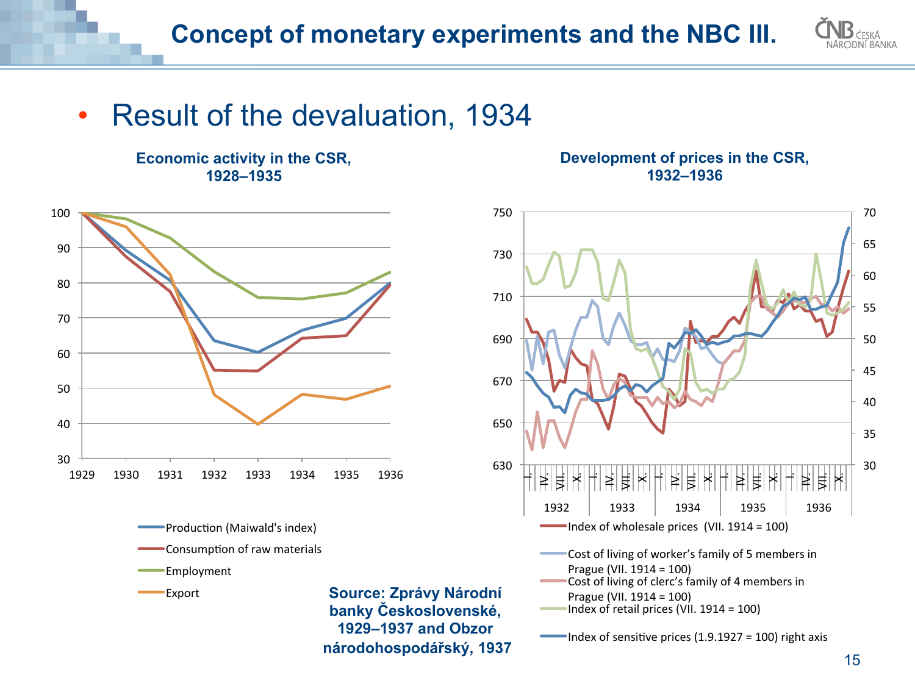# Concept of monetary experiments and the NBC III.

- Result of the devaluation, 1934

**Economic activity in the CSR, 1928–1935**

- Production (Maiwald's index)
- Consumption of raw materials
- Employment
- Export

**Development of prices in the CSR, 1932–1936**

- Index of wholesale prices (VII. 1914 = 100)
- Cost of living of worker's family of 5 members in Prague (VII. 1914 = 100)
- Cost of living of clerc's family of 4 members in Prague (VII. 1914 = 100)
- Index of retail prices (VII. 1914 = 100)
- Index of sensitive prices (1.9.1927 = 100) right axis

**Source: Zprávy Národní banky Československé, 1929–1937 and Obzor národohospodářský, 1937**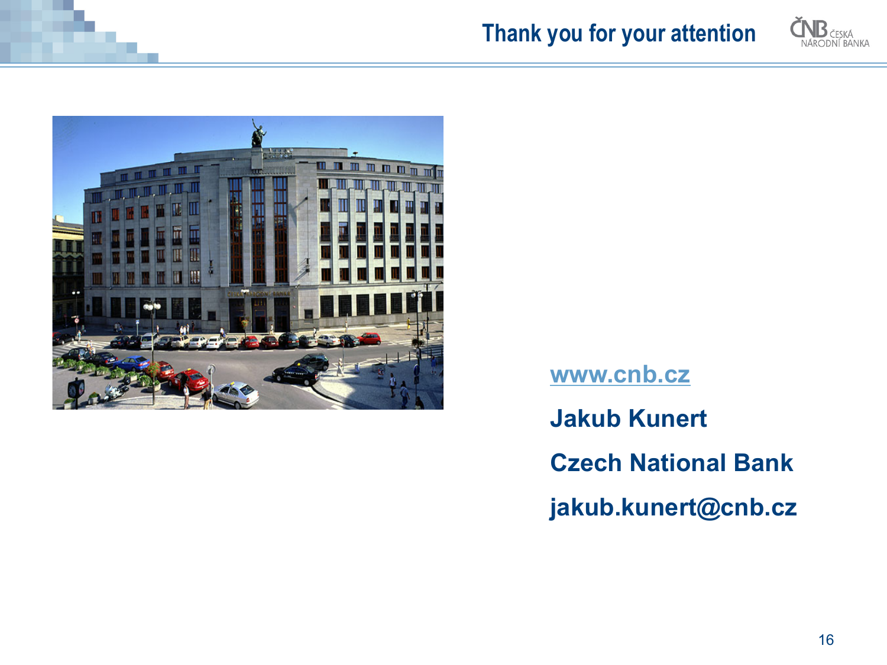# Thank you for your attention

[www.cnb.cz](http://www.cnb.cz)

**Jakub Kunert**

**Czech National Bank**

**jakub.kunert@cnb.cz**